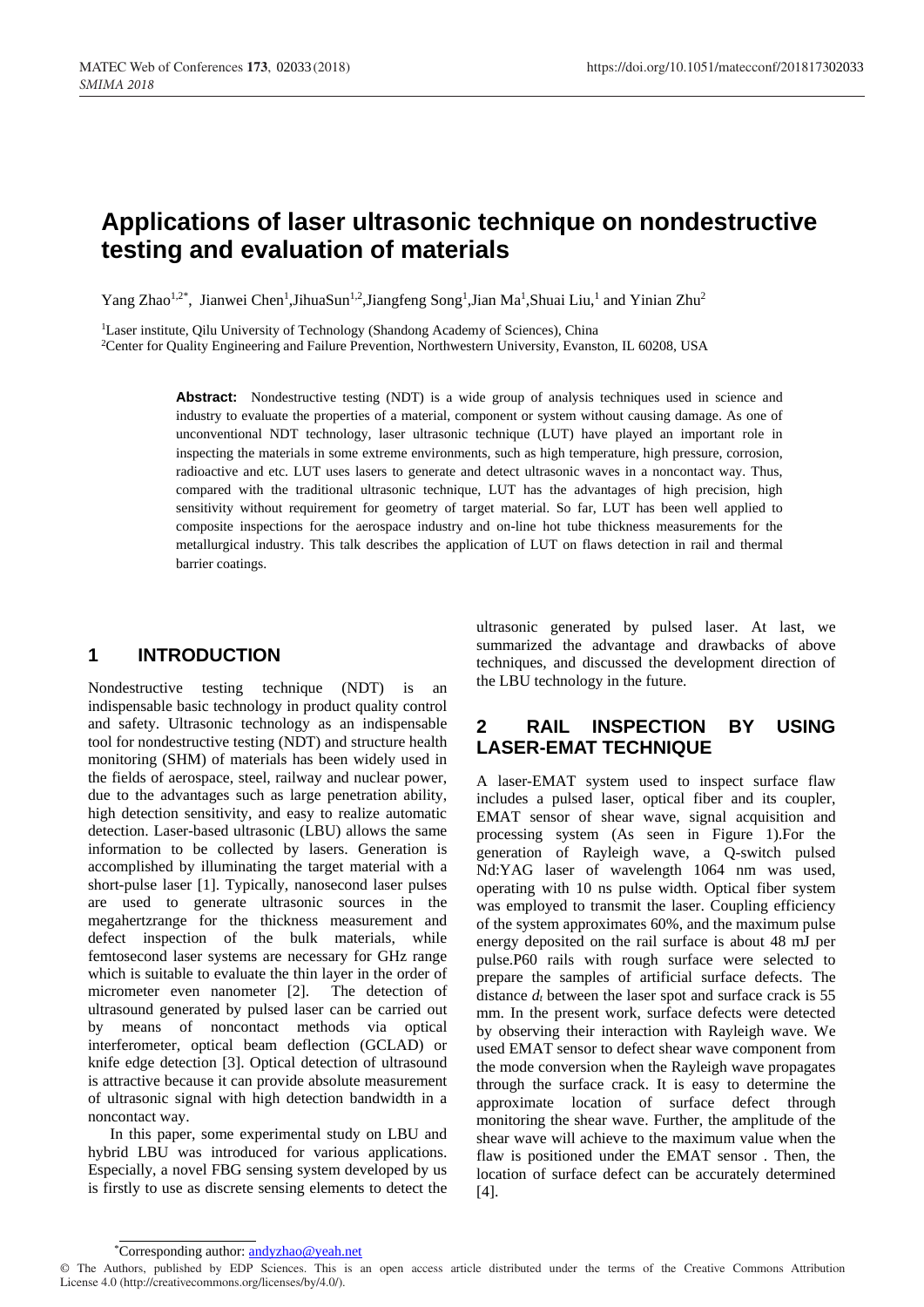# Applications of laser ultrasonic technique on nondestructive testing and evaluation of materials

Yang Zhao[1,2*], Jianwei Chen[1], JihuaSun[1,2], Jiangfeng Song[1], Jian Ma[1], Shuai Liu,[1] and Yinian Zhu[2]

[1]Laser institute, Qilu University of Technology (Shandong Academy of Sciences), China
[2]Center for Quality Engineering and Failure Prevention, Northwestern University, Evanston, IL 60208, USA

**Abstract:** Nondestructive testing (NDT) is a wide group of analysis techniques used in science and industry to evaluate the properties of a material, component or system without causing damage. As one of unconventional NDT technology, laser ultrasonic technique (LUT) have played an important role in inspecting the materials in some extreme environments, such as high temperature, high pressure, corrosion, radioactive and etc. LUT uses lasers to generate and detect ultrasonic waves in a noncontact way. Thus, compared with the traditional ultrasonic technique, LUT has the advantages of high precision, high sensitivity without requirement for geometry of target material. So far, LUT has been well applied to composite inspections for the aerospace industry and on-line hot tube thickness measurements for the metallurgical industry. This talk describes the application of LUT on flaws detection in rail and thermal barrier coatings.

## 1 INTRODUCTION

Nondestructive testing technique (NDT) is an indispensable basic technology in product quality control and safety. Ultrasonic technology as an indispensable tool for nondestructive testing (NDT) and structure health monitoring (SHM) of materials has been widely used in the fields of aerospace, steel, railway and nuclear power, due to the advantages such as large penetration ability, high detection sensitivity, and easy to realize automatic detection. Laser-based ultrasonic (LBU) allows the same information to be collected by lasers. Generation is accomplished by illuminating the target material with a short-pulse laser [1]. Typically, nanosecond laser pulses are used to generate ultrasonic sources in the megahertzrange for the thickness measurement and defect inspection of the bulk materials, while femtosecond laser systems are necessary for GHz range which is suitable to evaluate the thin layer in the order of micrometer even nanometer [2]. The detection of ultrasound generated by pulsed laser can be carried out by means of noncontact methods via optical interferometer, optical beam deflection (GCLAD) or knife edge detection [3]. Optical detection of ultrasound is attractive because it can provide absolute measurement of ultrasonic signal with high detection bandwidth in a noncontact way.

In this paper, some experimental study on LBU and hybrid LBU was introduced for various applications. Especially, a novel FBG sensing system developed by us is firstly to use as discrete sensing elements to detect the ultrasonic generated by pulsed laser. At last, we summarized the advantage and drawbacks of above techniques, and discussed the development direction of the LBU technology in the future.

## 2 RAIL INSPECTION BY USING LASER-EMAT TECHNIQUE

A laser-EMAT system used to inspect surface flaw includes a pulsed laser, optical fiber and its coupler, EMAT sensor of shear wave, signal acquisition and processing system (As seen in Figure 1).For the generation of Rayleigh wave, a Q-switch pulsed Nd:YAG laser of wavelength 1064 nm was used, operating with 10 ns pulse width. Optical fiber system was employed to transmit the laser. Coupling efficiency of the system approximates 60%, and the maximum pulse energy deposited on the rail surface is about 48 mJ per pulse.P60 rails with rough surface were selected to prepare the samples of artificial surface defects. The distance $d_t$ between the laser spot and surface crack is 55 mm. In the present work, surface defects were detected by observing their interaction with Rayleigh wave. We used EMAT sensor to defect shear wave component from the mode conversion when the Rayleigh wave propagates through the surface crack. It is easy to determine the approximate location of surface defect through monitoring the shear wave. Further, the amplitude of the shear wave will achieve to the maximum value when the flaw is positioned under the EMAT sensor . Then, the location of surface defect can be accurately determined [4].

*Corresponding author: andyzhao@yeah.net

© The Authors, published by EDP Sciences. This is an open access article distributed under the terms of the Creative Commons Attribution License 4.0 (http://creativecommons.org/licenses/by/4.0/).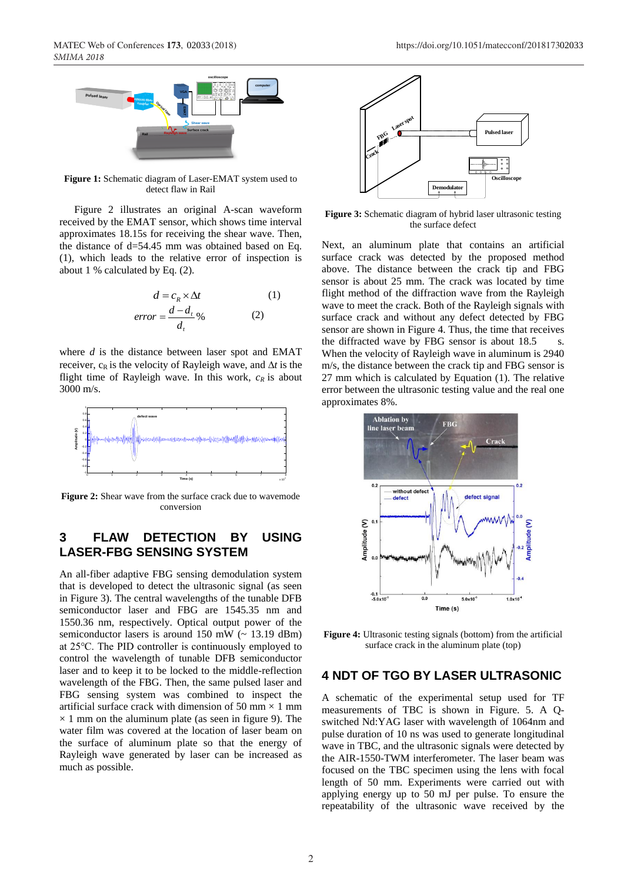**Figure 1:** Schematic diagram of Laser-EMAT system used to detect flaw in Rail

Figure 2 illustrates an original A-scan waveform received by the EMAT sensor, which shows time interval approximates 18.15s for receiving the shear wave. Then, the distance of d=54.45 mm was obtained based on Eq. (1), which leads to the relative error of inspection is about 1 % calculated by Eq. (2).

$$d = c_R \times \Delta t \qquad (1)$$

$$error = \frac{d - d_t}{d_t}\% \qquad (2)$$

where $d$ is the distance between laser spot and EMAT receiver, $c_R$ is the velocity of Rayleigh wave, and $\Delta t$ is the flight time of Rayleigh wave. In this work, $c_R$ is about 3000 m/s.

**Figure 2:** Shear wave from the surface crack due to wavemode conversion

## 3 FLAW DETECTION BY USING LASER-FBG SENSING SYSTEM

An all-fiber adaptive FBG sensing demodulation system that is developed to detect the ultrasonic signal (as seen in Figure 3). The central wavelengths of the tunable DFB semiconductor laser and FBG are 1545.35 nm and 1550.36 nm, respectively. Optical output power of the semiconductor lasers is around 150 mW (~ 13.19 dBm) at 25°C. The PID controller is continuously employed to control the wavelength of tunable DFB semiconductor laser and to keep it to be locked to the middle-reflection wavelength of the FBG. Then, the same pulsed laser and FBG sensing system was combined to inspect the artificial surface crack with dimension of 50 mm × 1 mm × 1 mm on the aluminum plate (as seen in figure 9). The water film was covered at the location of laser beam on the surface of aluminum plate so that the energy of Rayleigh wave generated by laser can be increased as much as possible.

**Figure 3:** Schematic diagram of hybrid laser ultrasonic testing the surface defect

Next, an aluminum plate that contains an artificial surface crack was detected by the proposed method above. The distance between the crack tip and FBG sensor is about 25 mm. The crack was located by time flight method of the diffraction wave from the Rayleigh wave to meet the crack. Both of the Rayleigh signals with surface crack and without any defect signal were detected by FBG sensor are shown in Figure 4. Thus, the time that receives the diffracted wave by FBG sensor is about 18.5 s. When the velocity of Rayleigh wave in aluminum is 2940 m/s, the distance between the crack tip and FBG sensor is 27 mm which is calculated by Equation (1). The relative error between the ultrasonic testing value and the real one approximates 8%.

**Figure 4:** Ultrasonic testing signals (bottom) from the artificial surface crack in the aluminum plate (top)

## 4 NDT OF TGO BY LASER ULTRASONIC

A schematic of the experimental setup used for TF measurements of TBC is shown in Figure. 5. A Q-switched Nd:YAG laser with wavelength of 1064nm and pulse duration of 10 ns was used to generate longitudinal wave in TBC, and the ultrasonic signals were detected by the AIR-1550-TWM interferometer. The laser beam was focused on the TBC specimen using the lens with focal length of 50 mm. Experiments were carried out with applying energy up to 50 mJ per pulse. To ensure the repeatability of the ultrasonic wave received by the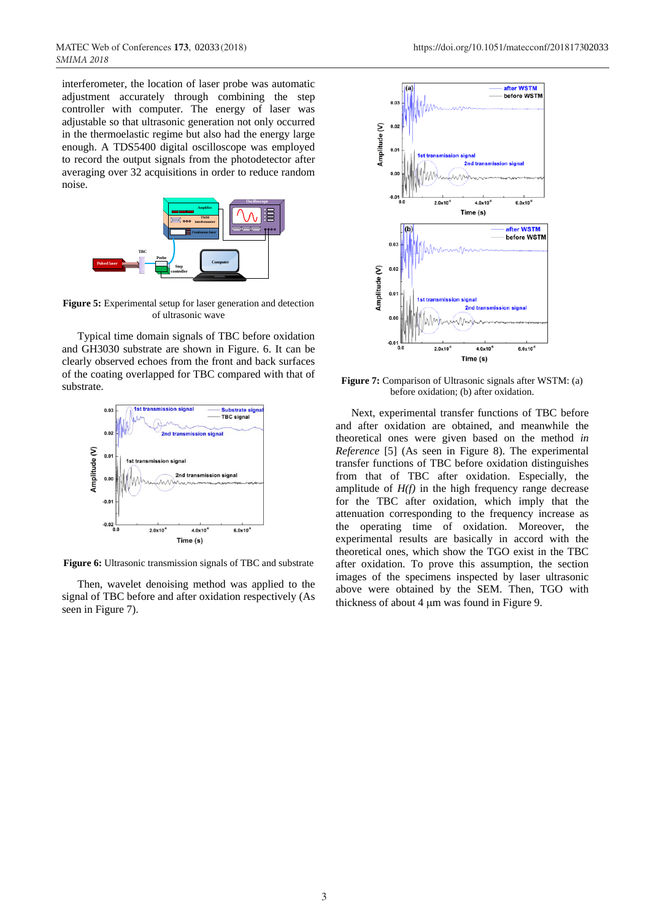interferometer, the location of laser probe was automatic adjustment accurately through combining the step controller with computer. The energy of laser was adjustable so that ultrasonic generation not only occurred in the thermoelastic regime but also had the energy large enough. A TDS5400 digital oscilloscope was employed to record the output signals from the photodetector after averaging over 32 acquisitions in order to reduce random noise.

**Figure 5:** Experimental setup for laser generation and detection of ultrasonic wave

Typical time domain signals of TBC before oxidation and GH3030 substrate are shown in Figure. 6. It can be clearly observed echoes from the front and back surfaces of the coating overlapped for TBC compared with that of substrate.

**Figure 6:** Ultrasonic transmission signals of TBC and substrate

Then, wavelet denoising method was applied to the signal of TBC before and after oxidation respectively (As seen in Figure 7).

**Figure 7:** Comparison of Ultrasonic signals after WSTM: (a) before oxidation; (b) after oxidation.

Next, experimental transfer functions of TBC before and after oxidation are obtained, and meanwhile the theoretical ones were given based on the method *in Reference* [5] (As seen in Figure 8). The experimental transfer functions of TBC before oxidation distinguishes from that of TBC after oxidation. Especially, the amplitude of *H(f)* in the high frequency range decrease for the TBC after oxidation, which imply that the attenuation corresponding to the frequency increase as the operating time of oxidation. Moreover, the experimental results are basically in accord with the theoretical ones, which show the TGO exist in the TBC after oxidation. To prove this assumption, the section images of the specimens inspected by laser ultrasonic above were obtained by the SEM. Then, TGO with thickness of about 4 μm was found in Figure 9.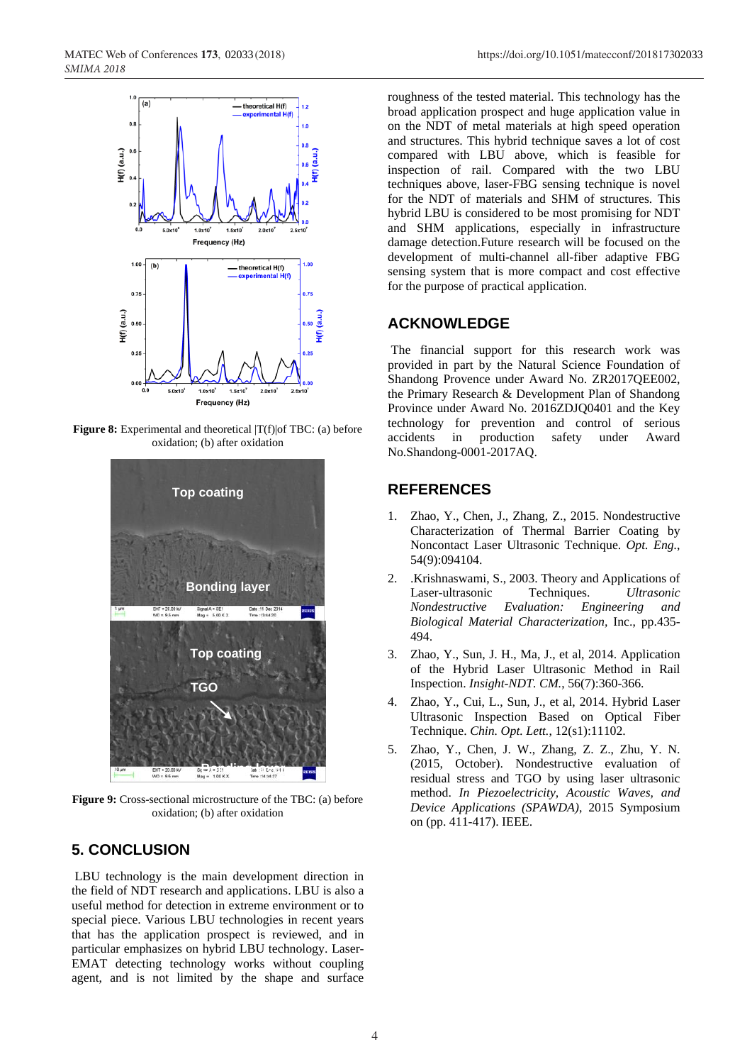(a)

theoretical H(f)

experimental H(f)

H(f) (a.u.)

1.0
0.8
0.6
0.4
0.2
0.0

1.2
1.0
0.8
0.6
0.4
0.2
0.0

5.0x10⁶ 1.0x10⁷ 1.5x10⁷ 2.0x10⁷ 2.5x10⁷

Frequency (Hz)

(b)

theoretical H(f)

experimental H(f)

H(f) (a.u.)

1.00
0.75
0.50
0.25
0.00

0.0 5.0x10⁶ 1.0x10⁷ 1.5x10⁷ 2.0x10⁷ 2.5x10⁷

Frequency (Hz)

**Figure 8:** Experimental and theoretical |T(f)|of TBC: (a) before oxidation; (b) after oxidation

Top coating

Bonding layer

Top coating

TGO

**Figure 9:** Cross-sectional microstructure of the TBC: (a) before oxidation; (b) after oxidation

## 5. CONCLUSION

LBU technology is the main development direction in the field of NDT research and applications. LBU is also a useful method for detection in extreme environment or to special piece. Various LBU technologies in recent years that has the application prospect is reviewed, and in particular emphasizes on hybrid LBU technology. Laser-EMAT detecting technology works without coupling agent, and is not limited by the shape and surface roughness of the tested material. This technology has the broad application prospect and huge application value in on the NDT of metal materials at high speed operation and structures. This hybrid technique saves a lot of cost compared with LBU above, which is feasible for inspection of rail. Compared with the two LBU techniques above, laser-FBG sensing technique is novel for the NDT of materials and SHM of structures. This hybrid LBU is considered to be most promising for NDT and SHM applications, especially in infrastructure damage detection.Future research will be focused on the development of multi-channel all-fiber adaptive FBG sensing system that is more compact and cost effective for the purpose of practical application.

## ACKNOWLEDGE

The financial support for this research work was provided in part by the Natural Science Foundation of Shandong Provence under Award No. ZR2017QEE002, the Primary Research & Development Plan of Shandong Province under Award No. 2016ZDJQ0401 and the Key technology for prevention and control of serious accidents in production safety under Award No.Shandong-0001-2017AQ.

## REFERENCES

1. Zhao, Y., Chen, J., Zhang, Z., 2015. Nondestructive Characterization of Thermal Barrier Coating by Noncontact Laser Ultrasonic Technique. *Opt. Eng.*, 54(9):094104.
2. .Krishnaswami, S., 2003. Theory and Applications of Laser-ultrasonic Techniques. *Ultrasonic Nondestructive Evaluation: Engineering and Biological Material Characterization*, Inc., pp.435-494.
3. Zhao, Y., Sun, J. H., Ma, J., et al, 2014. Application of the Hybrid Laser Ultrasonic Method in Rail Inspection. *Insight-NDT. CM.*, 56(7):360-366.
4. Zhao, Y., Cui, L., Sun, J., et al, 2014. Hybrid Laser Ultrasonic Inspection Based on Optical Fiber Technique. *Chin. Opt. Lett.*, 12(s1):11102.
5. Zhao, Y., Chen, J. W., Zhang, Z. Z., Zhu, Y. N. (2015, October). Nondestructive evaluation of residual stress and TGO by using laser ultrasonic method. *In Piezoelectricity, Acoustic Waves, and Device Applications (SPAWDA)*, 2015 Symposium on (pp. 411-417). IEEE.